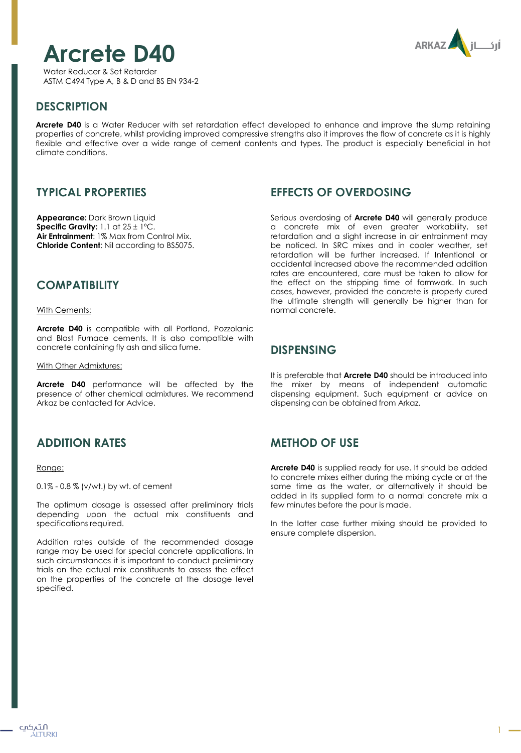# Arcrete D40

Water Reducer & Set Retarder
ASTM C494 Type A, B & D and BS EN 934-2

## DESCRIPTION

**Arcrete D40** is a Water Reducer with set retardation effect developed to enhance and improve the slump retaining properties of concrete, whilst providing improved compressive strengths also it improves the flow of concrete as it is highly flexible and effective over a wide range of cement contents and types. The product is especially beneficial in hot climate conditions.

## TYPICAL PROPERTIES

**Appearance:** Dark Brown Liquid
**Specific Gravity:** 1.1 at 25 ± 1°C.
**Air Entrainment**: 1% Max from Control Mix.
**Chloride Content**: Nil according to BS5075.

## COMPATIBILITY

With Cements:

**Arcrete D40** is compatible with all Portland, Pozzolanic and Blast Furnace cements. It is also compatible with concrete containing fly ash and silica fume.

With Other Admixtures:

**Arcrete D40** performance will be affected by the presence of other chemical admixtures. We recommend Arkaz be contacted for Advice.

## ADDITION RATES

Range:

0.1% - 0.8 % (v/wt.) by wt. of cement

The optimum dosage is assessed after preliminary trials depending upon the actual mix constituents and specifications required.

Addition rates outside of the recommended dosage range may be used for special concrete applications. In such circumstances it is important to conduct preliminary trials on the actual mix constituents to assess the effect on the properties of the concrete at the dosage level specified.

## EFFECTS OF OVERDOSING

Serious overdosing of **Arcrete D40** will generally produce a concrete mix of even greater workability, set retardation and a slight increase in air entrainment may be noticed. In SRC mixes and in cooler weather, set retardation will be further increased. If Intentional or accidental increased above the recommended addition rates are encountered, care must be taken to allow for the effect on the stripping time of formwork. In such cases, however, provided the concrete is properly cured the ultimate strength will generally be higher than for normal concrete.

## DISPENSING

It is preferable that **Arcrete D40** should be introduced into the mixer by means of independent automatic dispensing equipment. Such equipment or advice on dispensing can be obtained from Arkaz.

## METHOD OF USE

**Arcrete D40** is supplied ready for use. It should be added to concrete mixes either during the mixing cycle or at the same time as the water, or alternatively it should be added in its supplied form to a normal concrete mix a few minutes before the pour is made.

In the latter case further mixing should be provided to ensure complete dispersion.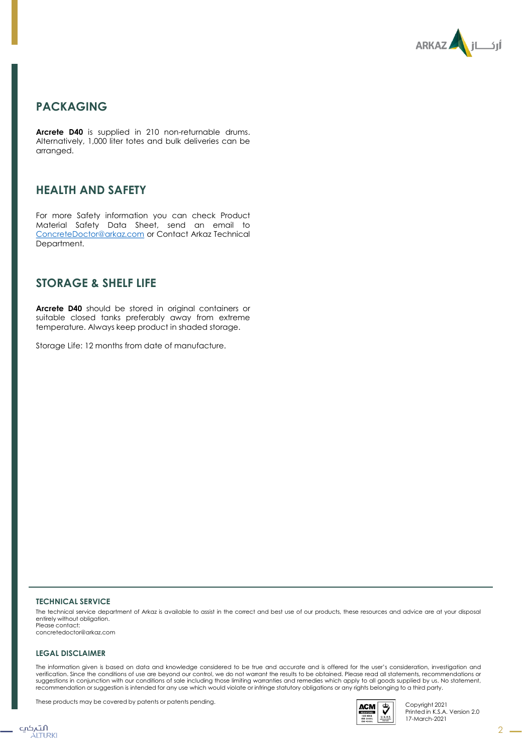## PACKAGING

**Arcrete D40** is supplied in 210 non-returnable drums. Alternatively, 1,000 liter totes and bulk deliveries can be arranged.

## HEALTH AND SAFETY

For more Safety information you can check Product Material Safety Data Sheet, send an email to ConcreteDoctor@arkaz.com or Contact Arkaz Technical Department.

## STORAGE & SHELF LIFE

**Arcrete D40** should be stored in original containers or suitable closed tanks preferably away from extreme temperature. Always keep product in shaded storage.

Storage Life: 12 months from date of manufacture.

### TECHNICAL SERVICE

The technical service department of Arkaz is available to assist in the correct and best use of our products, these resources and advice are at your disposal entirely without obligation.
Please contact:
concretedoctor@arkaz.com

### LEGAL DISCLAIMER

The information given is based on data and knowledge considered to be true and accurate and is offered for the user's consideration, investigation and verification. Since the conditions of use are beyond our control, we do not warrant the results to be obtained. Please read all statements, recommendations or suggestions in conjunction with our conditions of sale including those limiting warranties and remedies which apply to all goods supplied by us. No statement, recommendation or suggestion is intended for any use which would violate or infringe statutory obligations or any rights belonging to a third party.

These products may be covered by patents or patents pending.

Copyright 2021
Printed in K.S.A. Version 2.0
17-March-2021